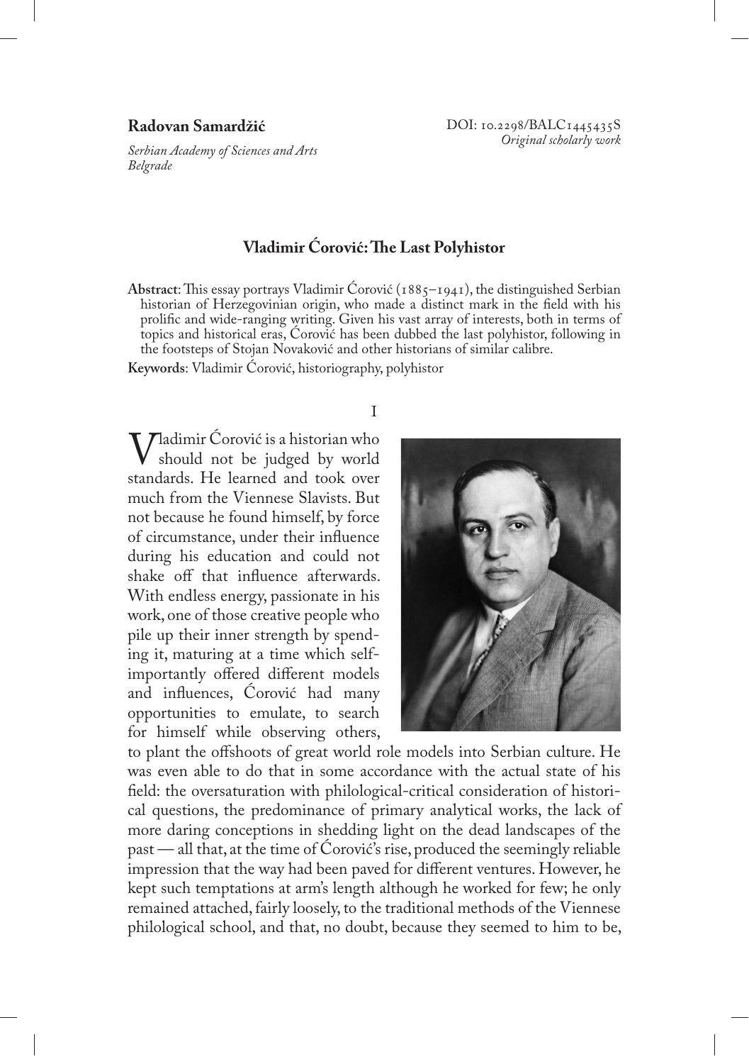**Radovan Samardžić**

*Serbian Academy of Sciences and Arts*
*Belgrade*

DOI: 10.2298/BALC1445435S
*Original scholarly work*

# Vladimir Ćorović: The Last Polyhistor

**Abstract**: This essay portrays Vladimir Ćorović (1885–1941), the distinguished Serbian historian of Herzegovinian origin, who made a distinct mark in the field with his prolific and wide-ranging writing. Given his vast array of interests, both in terms of topics and historical eras, Ćorović has been dubbed the last polyhistor, following in the footsteps of Stojan Novaković and other historians of similar calibre.

**Keywords**: Vladimir Ćorović, historiography, polyhistor

## I

Vladimir Ćorović is a historian who should not be judged by world standards. He learned and took over much from the Viennese Slavists. But not because he found himself, by force of circumstance, under their influence during his education and could not shake off that influence afterwards. With endless energy, passionate in his work, one of those creative people who pile up their inner strength by spending it, maturing at a time which self-importantly offered different models and influences, Ćorović had many opportunities to emulate, to search for himself while observing others, to plant the offshoots of great world role models into Serbian culture. He was even able to do that in some accordance with the actual state of his field: the oversaturation with philological-critical consideration of historical questions, the predominance of primary analytical works, the lack of more daring conceptions in shedding light on the dead landscapes of the past — all that, at the time of Ćorović's rise, produced the seemingly reliable impression that the way had been paved for different ventures. However, he kept such temptations at arm's length although he worked for few; he only remained attached, fairly loosely, to the traditional methods of the Viennese philological school, and that, no doubt, because they seemed to him to be,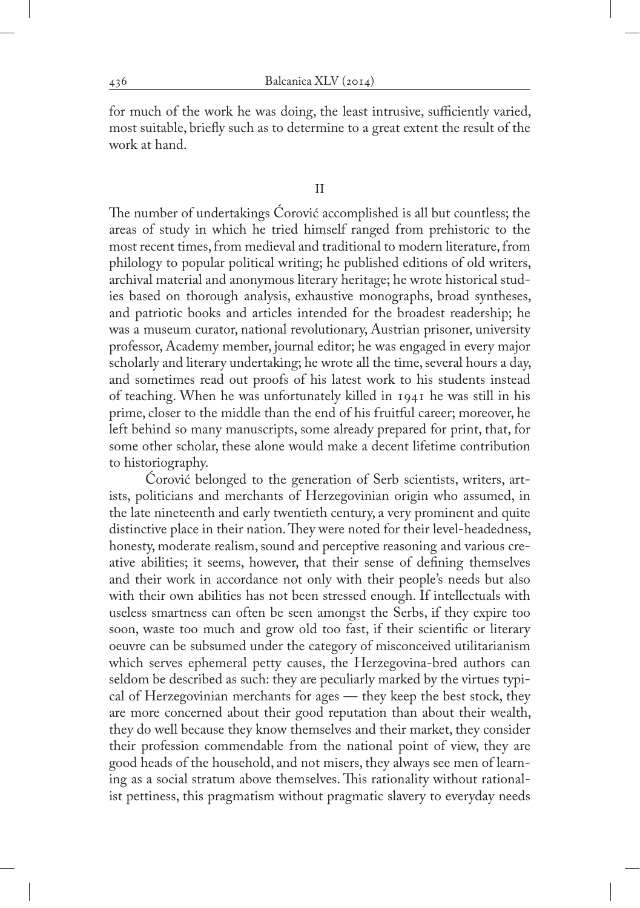for much of the work he was doing, the least intrusive, sufficiently varied, most suitable, briefly such as to determine to a great extent the result of the work at hand.

## II

The number of undertakings Ćorović accomplished is all but countless; the areas of study in which he tried himself ranged from prehistoric to the most recent times, from medieval and traditional to modern literature, from philology to popular political writing; he published editions of old writers, archival material and anonymous literary heritage; he wrote historical studies based on thorough analysis, exhaustive monographs, broad syntheses, and patriotic books and articles intended for the broadest readership; he was a museum curator, national revolutionary, Austrian prisoner, university professor, Academy member, journal editor; he was engaged in every major scholarly and literary undertaking; he wrote all the time, several hours a day, and sometimes read out proofs of his latest work to his students instead of teaching. When he was unfortunately killed in 1941 he was still in his prime, closer to the middle than the end of his fruitful career; moreover, he left behind so many manuscripts, some already prepared for print, that, for some other scholar, these alone would make a decent lifetime contribution to historiography.

Ćorović belonged to the generation of Serb scientists, writers, artists, politicians and merchants of Herzegovinian origin who assumed, in the late nineteenth and early twentieth century, a very prominent and quite distinctive place in their nation. They were noted for their level-headedness, honesty, moderate realism, sound and perceptive reasoning and various creative abilities; it seems, however, that their sense of defining themselves and their work in accordance not only with their people's needs but also with their own abilities has not been stressed enough. If intellectuals with useless smartness can often be seen amongst the Serbs, if they expire too soon, waste too much and grow old too fast, if their scientific or literary oeuvre can be subsumed under the category of misconceived utilitarianism which serves ephemeral petty causes, the Herzegovina-bred authors can seldom be described as such: they are peculiarly marked by the virtues typical of Herzegovinian merchants for ages — they keep the best stock, they are more concerned about their good reputation than about their wealth, they do well because they know themselves and their market, they consider their profession commendable from the national point of view, they are good heads of the household, and not misers, they always see men of learning as a social stratum above themselves. This rationality without rationalist pettiness, this pragmatism without pragmatic slavery to everyday needs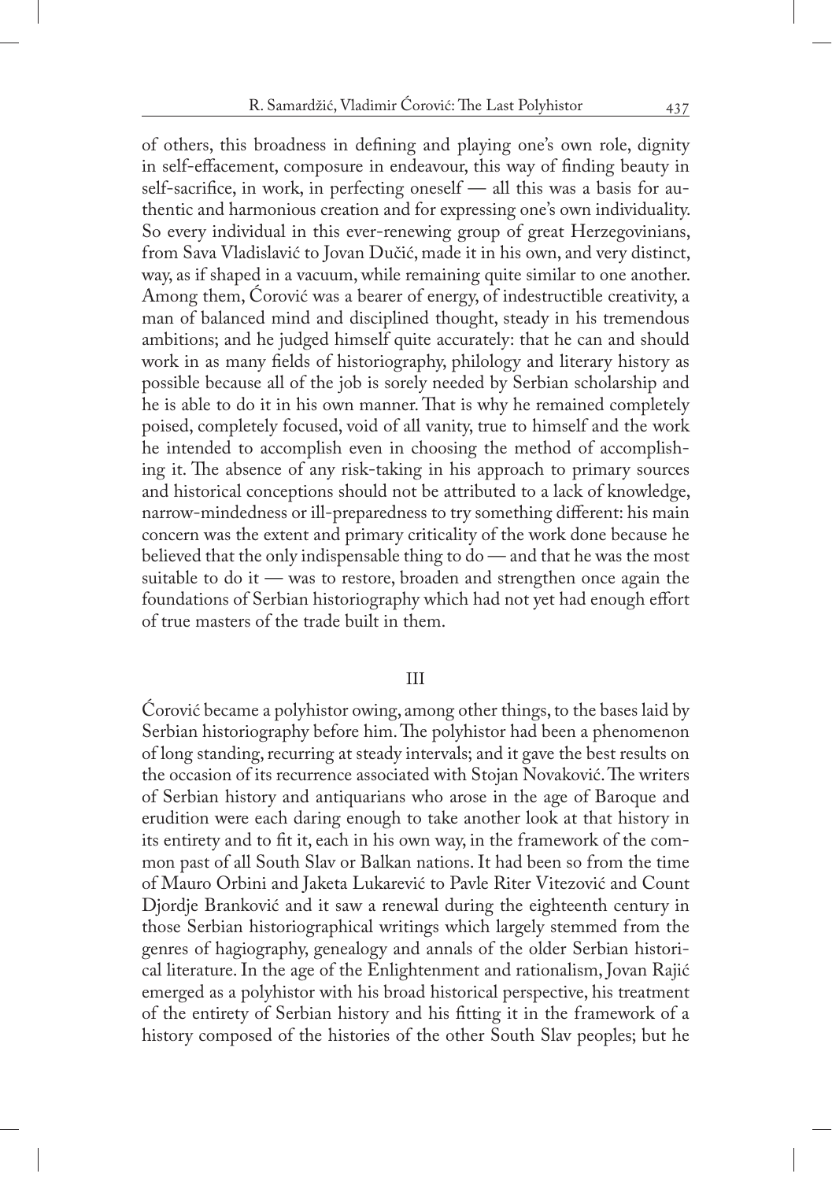of others, this broadness in defining and playing one's own role, dignity in self-effacement, composure in endeavour, this way of finding beauty in self-sacrifice, in work, in perfecting oneself — all this was a basis for authentic and harmonious creation and for expressing one's own individuality. So every individual in this ever-renewing group of great Herzegovinians, from Sava Vladislavić to Jovan Dučić, made it in his own, and very distinct, way, as if shaped in a vacuum, while remaining quite similar to one another. Among them, Ćorović was a bearer of energy, of indestructible creativity, a man of balanced mind and disciplined thought, steady in his tremendous ambitions; and he judged himself quite accurately: that he can and should work in as many fields of historiography, philology and literary history as possible because all of the job is sorely needed by Serbian scholarship and he is able to do it in his own manner. That is why he remained completely poised, completely focused, void of all vanity, true to himself and the work he intended to accomplish even in choosing the method of accomplishing it. The absence of any risk-taking in his approach to primary sources and historical conceptions should not be attributed to a lack of knowledge, narrow-mindedness or ill-preparedness to try something different: his main concern was the extent and primary criticality of the work done because he believed that the only indispensable thing to do — and that he was the most suitable to do it — was to restore, broaden and strengthen once again the foundations of Serbian historiography which had not yet had enough effort of true masters of the trade built in them.

## III

Ćorović became a polyhistor owing, among other things, to the bases laid by Serbian historiography before him. The polyhistor had been a phenomenon of long standing, recurring at steady intervals; and it gave the best results on the occasion of its recurrence associated with Stojan Novaković. The writers of Serbian history and antiquarians who arose in the age of Baroque and erudition were each daring enough to take another look at that history in its entirety and to fit it, each in his own way, in the framework of the common past of all South Slav or Balkan nations. It had been so from the time of Mauro Orbini and Jaketa Lukarević to Pavle Riter Vitezović and Count Djordje Branković and it saw a renewal during the eighteenth century in those Serbian historiographical writings which largely stemmed from the genres of hagiography, genealogy and annals of the older Serbian historical literature. In the age of the Enlightenment and rationalism, Jovan Rajić emerged as a polyhistor with his broad historical perspective, his treatment of the entirety of Serbian history and his fitting it in the framework of a history composed of the histories of the other South Slav peoples; but he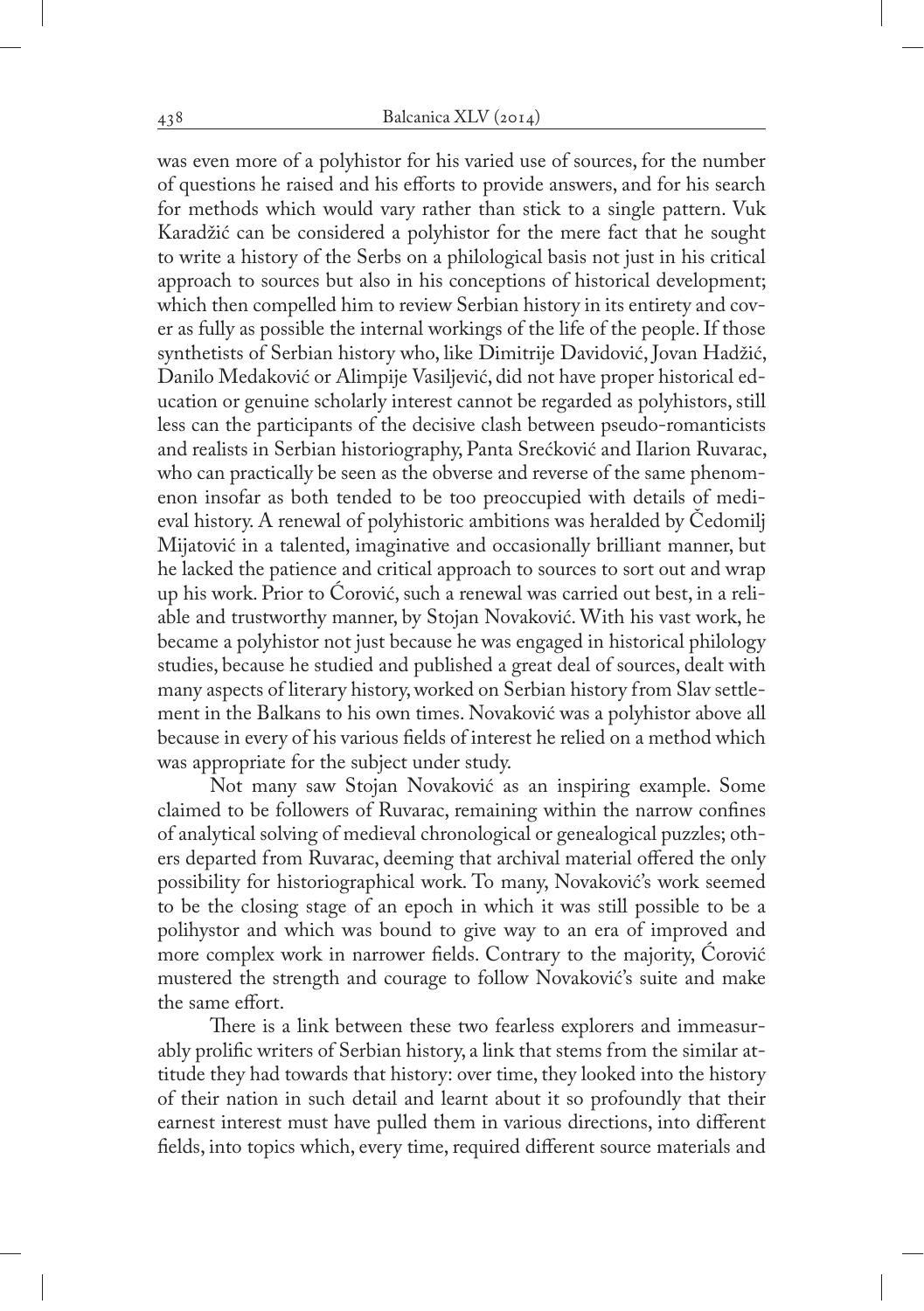was even more of a polyhistor for his varied use of sources, for the number of questions he raised and his efforts to provide answers, and for his search for methods which would vary rather than stick to a single pattern. Vuk Karadžić can be considered a polyhistor for the mere fact that he sought to write a history of the Serbs on a philological basis not just in his critical approach to sources but also in his conceptions of historical development; which then compelled him to review Serbian history in its entirety and cover as fully as possible the internal workings of the life of the people. If those synthetists of Serbian history who, like Dimitrije Davidović, Jovan Hadžić, Danilo Medaković or Alimpije Vasiljević, did not have proper historical education or genuine scholarly interest cannot be regarded as polyhistors, still less can the participants of the decisive clash between pseudo-romanticists and realists in Serbian historiography, Panta Srećković and Ilarion Ruvarac, who can practically be seen as the obverse and reverse of the same phenomenon insofar as both tended to be too preoccupied with details of medieval history. A renewal of polyhistoric ambitions was heralded by Čedomilj Mijatović in a talented, imaginative and occasionally brilliant manner, but he lacked the patience and critical approach to sources to sort out and wrap up his work. Prior to Ćorović, such a renewal was carried out best, in a reliable and trustworthy manner, by Stojan Novaković. With his vast work, he became a polyhistor not just because he was engaged in historical philology studies, because he studied and published a great deal of sources, dealt with many aspects of literary history, worked on Serbian history from Slav settlement in the Balkans to his own times. Novaković was a polyhistor above all because in every of his various fields of interest he relied on a method which was appropriate for the subject under study.

Not many saw Stojan Novaković as an inspiring example. Some claimed to be followers of Ruvarac, remaining within the narrow confines of analytical solving of medieval chronological or genealogical puzzles; others departed from Ruvarac, deeming that archival material offered the only possibility for historiographical work. To many, Novaković's work seemed to be the closing stage of an epoch in which it was still possible to be a polihystor and which was bound to give way to an era of improved and more complex work in narrower fields. Contrary to the majority, Ćorović mustered the strength and courage to follow Novaković's suite and make the same effort.

There is a link between these two fearless explorers and immeasurably prolific writers of Serbian history, a link that stems from the similar attitude they had towards that history: over time, they looked into the history of their nation in such detail and learnt about it so profoundly that their earnest interest must have pulled them in various directions, into different fields, into topics which, every time, required different source materials and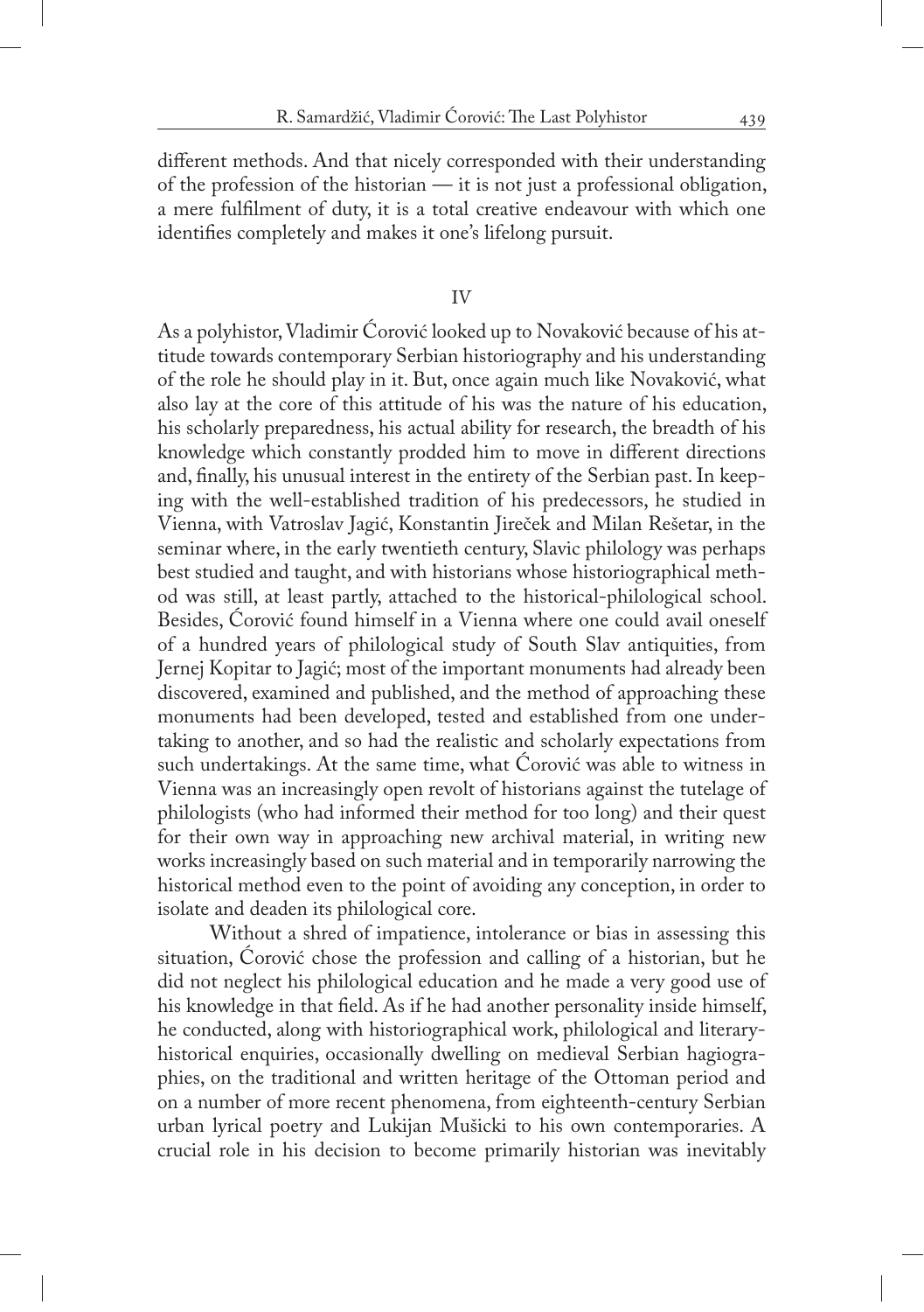different methods. And that nicely corresponded with their understanding of the profession of the historian — it is not just a professional obligation, a mere fulfilment of duty, it is a total creative endeavour with which one identifies completely and makes it one's lifelong pursuit.

## IV

As a polyhistor, Vladimir Ćorović looked up to Novaković because of his attitude towards contemporary Serbian historiography and his understanding of the role he should play in it. But, once again much like Novaković, what also lay at the core of this attitude of his was the nature of his education, his scholarly preparedness, his actual ability for research, the breadth of his knowledge which constantly prodded him to move in different directions and, finally, his unusual interest in the entirety of the Serbian past. In keeping with the well-established tradition of his predecessors, he studied in Vienna, with Vatroslav Jagić, Konstantin Jireček and Milan Rešetar, in the seminar where, in the early twentieth century, Slavic philology was perhaps best studied and taught, and with historians whose historiographical method was still, at least partly, attached to the historical-philological school. Besides, Ćorović found himself in a Vienna where one could avail oneself of a hundred years of philological study of South Slav antiquities, from Jernej Kopitar to Jagić; most of the important monuments had already been discovered, examined and published, and the method of approaching these monuments had been developed, tested and established from one undertaking to another, and so had the realistic and scholarly expectations from such undertakings. At the same time, what Ćorović was able to witness in Vienna was an increasingly open revolt of historians against the tutelage of philologists (who had informed their method for too long) and their quest for their own way in approaching new archival material, in writing new works increasingly based on such material and in temporarily narrowing the historical method even to the point of avoiding any conception, in order to isolate and deaden its philological core.

Without a shred of impatience, intolerance or bias in assessing this situation, Ćorović chose the profession and calling of a historian, but he did not neglect his philological education and he made a very good use of his knowledge in that field. As if he had another personality inside himself, he conducted, along with historiographical work, philological and literary-historical enquiries, occasionally dwelling on medieval Serbian hagiographies, on the traditional and written heritage of the Ottoman period and on a number of more recent phenomena, from eighteenth-century Serbian urban lyrical poetry and Lukijan Mušicki to his own contemporaries. A crucial role in his decision to become primarily historian was inevitably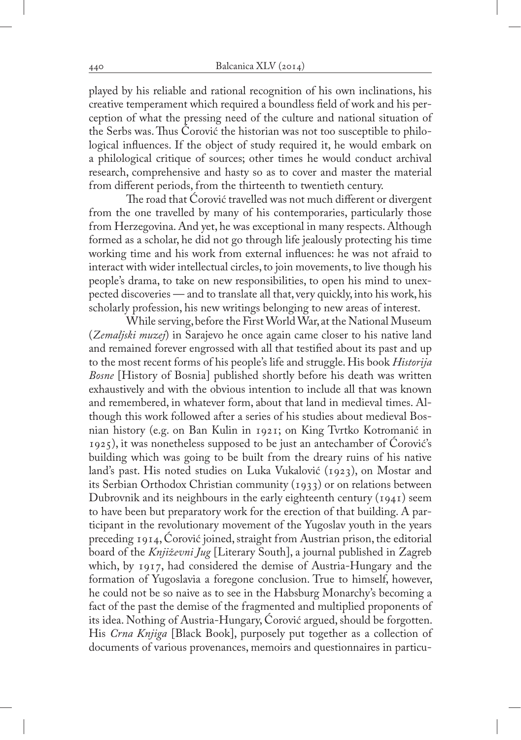played by his reliable and rational recognition of his own inclinations, his creative temperament which required a boundless field of work and his perception of what the pressing need of the culture and national situation of the Serbs was. Thus Ćorović the historian was not too susceptible to philological influences. If the object of study required it, he would embark on a philological critique of sources; other times he would conduct archival research, comprehensive and hasty so as to cover and master the material from different periods, from the thirteenth to twentieth century.

The road that Ćorović travelled was not much different or divergent from the one travelled by many of his contemporaries, particularly those from Herzegovina. And yet, he was exceptional in many respects. Although formed as a scholar, he did not go through life jealously protecting his time working time and his work from external influences: he was not afraid to interact with wider intellectual circles, to join movements, to live though his people's drama, to take on new responsibilities, to open his mind to unexpected discoveries — and to translate all that, very quickly, into his work, his scholarly profession, his new writings belonging to new areas of interest.

While serving, before the First World War, at the National Museum (*Zemaljski muzej*) in Sarajevo he once again came closer to his native land and remained forever engrossed with all that testified about its past and up to the most recent forms of his people's life and struggle. His book *Historija Bosne* [History of Bosnia] published shortly before his death was written exhaustively and with the obvious intention to include all that was known and remembered, in whatever form, about that land in medieval times. Although this work followed after a series of his studies about medieval Bosnian history (e.g. on Ban Kulin in 1921; on King Tvrtko Kotromanić in 1925), it was nonetheless supposed to be just an antechamber of Ćorović's building which was going to be built from the dreary ruins of his native land's past. His noted studies on Luka Vukalović (1923), on Mostar and its Serbian Orthodox Christian community (1933) or on relations between Dubrovnik and its neighbours in the early eighteenth century (1941) seem to have been but preparatory work for the erection of that building. A participant in the revolutionary movement of the Yugoslav youth in the years preceding 1914, Ćorović joined, straight from Austrian prison, the editorial board of the *Književni Jug* [Literary South], a journal published in Zagreb which, by 1917, had considered the demise of Austria-Hungary and the formation of Yugoslavia a foregone conclusion. True to himself, however, he could not be so naive as to see in the Habsburg Monarchy's becoming a fact of the past the demise of the fragmented and multiplied proponents of its idea. Nothing of Austria-Hungary, Ćorović argued, should be forgotten. His *Crna Knjiga* [Black Book], purposely put together as a collection of documents of various provenances, memoirs and questionnaires in particu-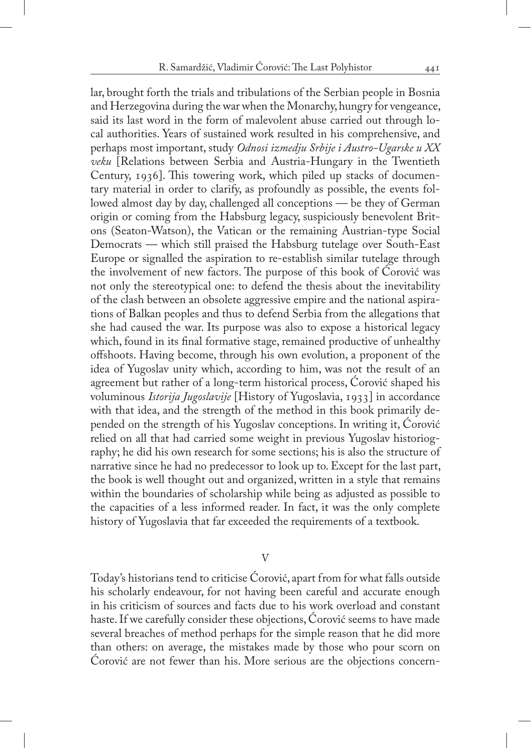lar, brought forth the trials and tribulations of the Serbian people in Bosnia and Herzegovina during the war when the Monarchy, hungry for vengeance, said its last word in the form of malevolent abuse carried out through local authorities. Years of sustained work resulted in his comprehensive, and perhaps most important, study *Odnosi izmedju Srbije i Austro-Ugarske u XX veku* [Relations between Serbia and Austria-Hungary in the Twentieth Century, 1936]. This towering work, which piled up stacks of documentary material in order to clarify, as profoundly as possible, the events followed almost day by day, challenged all conceptions — be they of German origin or coming from the Habsburg legacy, suspiciously benevolent Britons (Seaton-Watson), the Vatican or the remaining Austrian-type Social Democrats — which still praised the Habsburg tutelage over South-East Europe or signalled the aspiration to re-establish similar tutelage through the involvement of new factors. The purpose of this book of Ćorović was not only the stereotypical one: to defend the thesis about the inevitability of the clash between an obsolete aggressive empire and the national aspirations of Balkan peoples and thus to defend Serbia from the allegations that she had caused the war. Its purpose was also to expose a historical legacy which, found in its final formative stage, remained productive of unhealthy offshoots. Having become, through his own evolution, a proponent of the idea of Yugoslav unity which, according to him, was not the result of an agreement but rather of a long-term historical process, Ćorović shaped his voluminous *Istorija Jugoslavije* [History of Yugoslavia, 1933] in accordance with that idea, and the strength of the method in this book primarily depended on the strength of his Yugoslav conceptions. In writing it, Ćorović relied on all that had carried some weight in previous Yugoslav historiography; he did his own research for some sections; his is also the structure of narrative since he had no predecessor to look up to. Except for the last part, the book is well thought out and organized, written in a style that remains within the boundaries of scholarship while being as adjusted as possible to the capacities of a less informed reader. In fact, it was the only complete history of Yugoslavia that far exceeded the requirements of a textbook.

## V

Today's historians tend to criticise Ćorović, apart from for what falls outside his scholarly endeavour, for not having been careful and accurate enough in his criticism of sources and facts due to his work overload and constant haste. If we carefully consider these objections, Ćorović seems to have made several breaches of method perhaps for the simple reason that he did more than others: on average, the mistakes made by those who pour scorn on Ćorović are not fewer than his. More serious are the objections concern-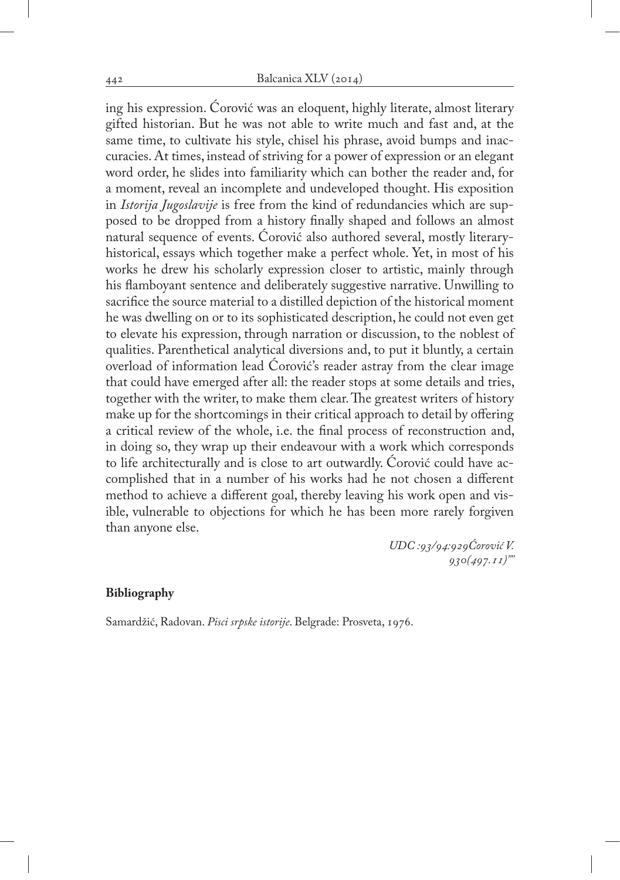ing his expression. Ćorović was an eloquent, highly literate, almost literary gifted historian. But he was not able to write much and fast and, at the same time, to cultivate his style, chisel his phrase, avoid bumps and inaccuracies. At times, instead of striving for a power of expression or an elegant word order, he slides into familiarity which can bother the reader and, for a moment, reveal an incomplete and undeveloped thought. His exposition in *Istorija Jugoslavije* is free from the kind of redundancies which are supposed to be dropped from a history finally shaped and follows an almost natural sequence of events. Ćorović also authored several, mostly literary-historical, essays which together make a perfect whole. Yet, in most of his works he drew his scholarly expression closer to artistic, mainly through his flamboyant sentence and deliberately suggestive narrative. Unwilling to sacrifice the source material to a distilled depiction of the historical moment he was dwelling on or to its sophisticated description, he could not even get to elevate his expression, through narration or discussion, to the noblest of qualities. Parenthetical analytical diversions and, to put it bluntly, a certain overload of information lead Ćorović's reader astray from the clear image that could have emerged after all: the reader stops at some details and tries, together with the writer, to make them clear. The greatest writers of history make up for the shortcomings in their critical approach to detail by offering a critical review of the whole, i.e. the final process of reconstruction and, in doing so, they wrap up their endeavour with a work which corresponds to life architecturally and is close to art outwardly. Ćorović could have accomplished that in a number of his works had he not chosen a different method to achieve a different goal, thereby leaving his work open and visible, vulnerable to objections for which he has been more rarely forgiven than anyone else.

*UDC :93/94:929Ćorović V.*
*930(497.11)""*

**Bibliography**

Samardžić, Radovan. *Pisci srpske istorije*. Belgrade: Prosveta, 1976.